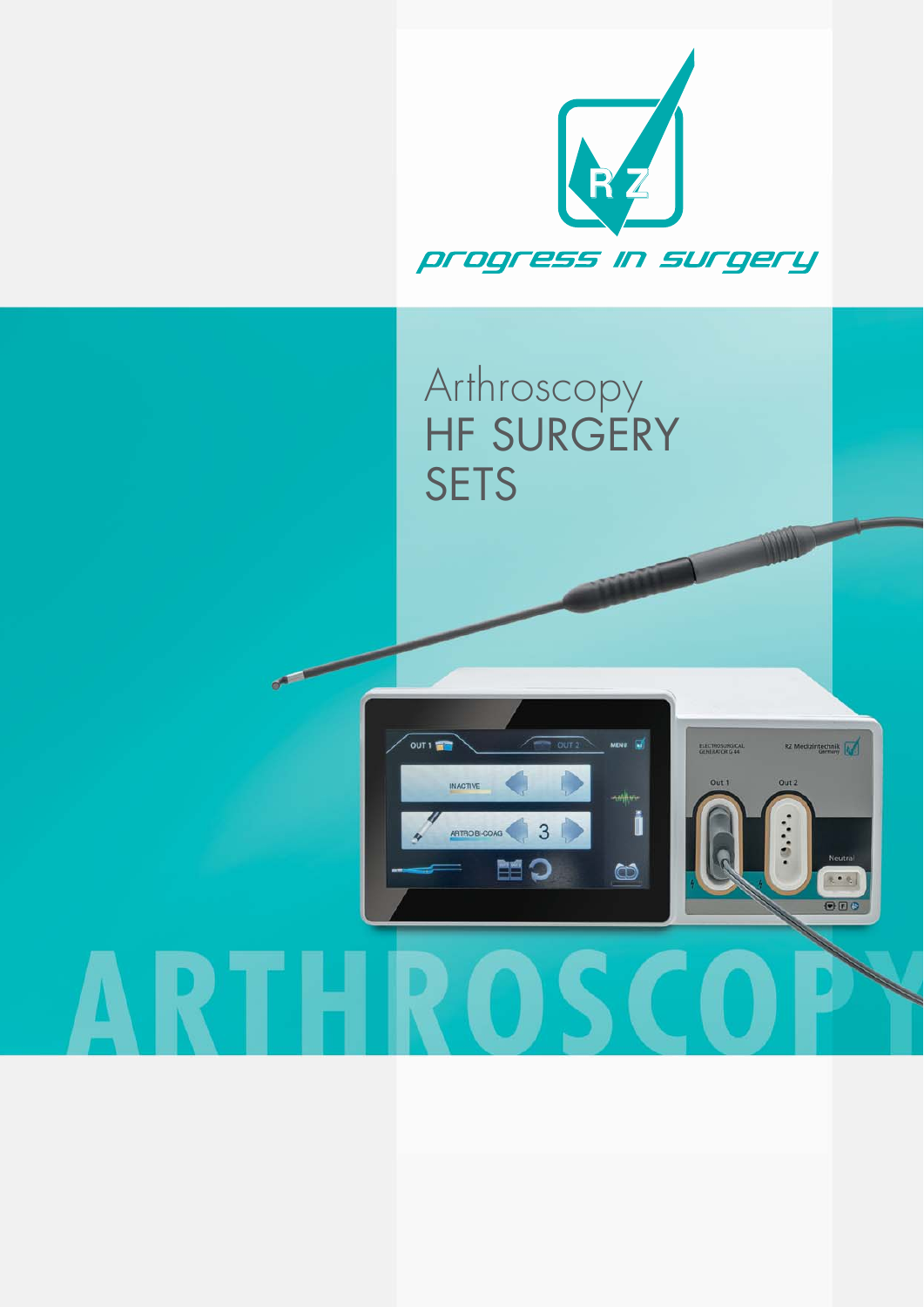progress in surgery

# Arthroscopy HF SURGERY SETS

ARTHROSCOPY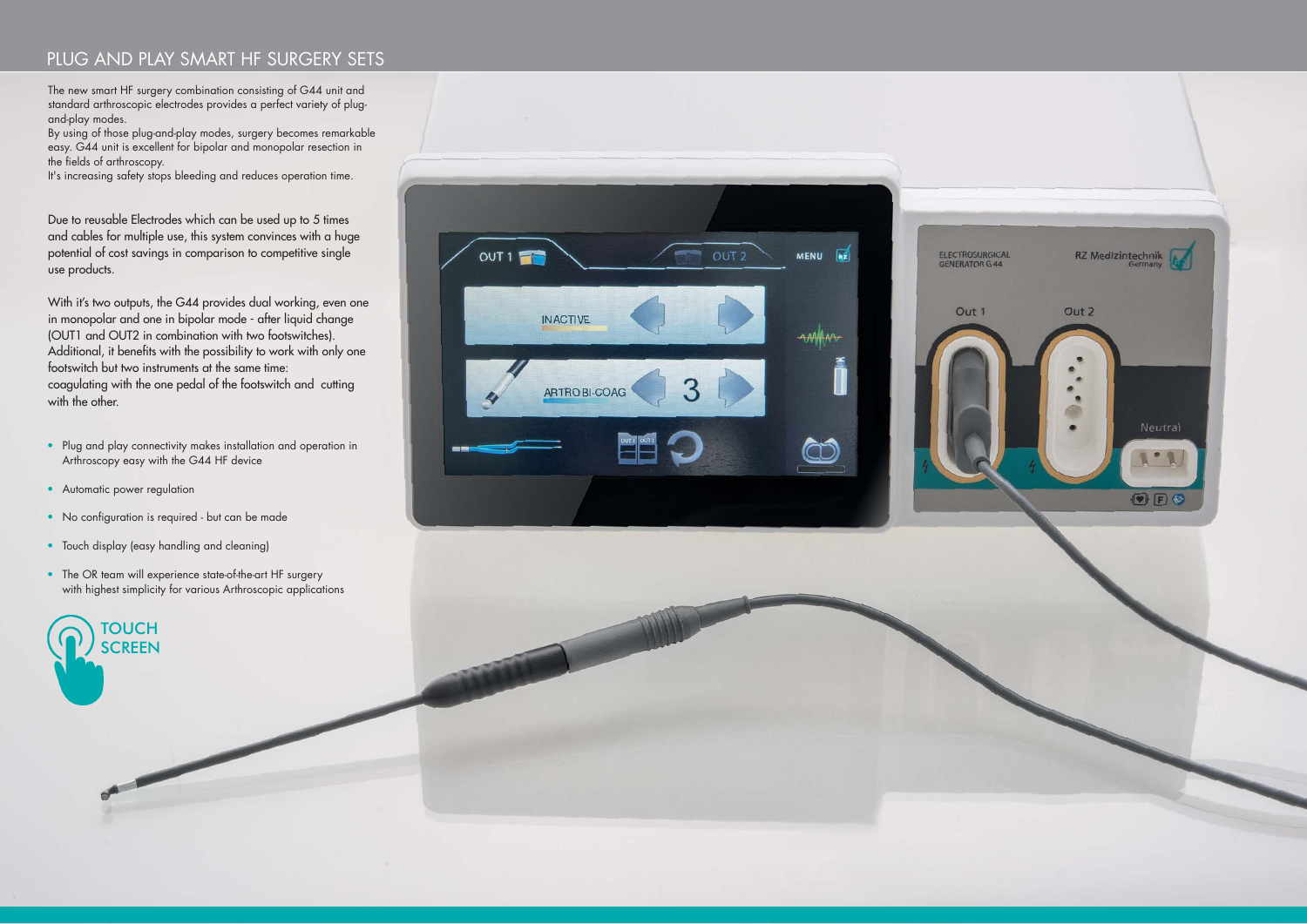# PLUG AND PLAY SMART HF SURGERY SETS

The new smart HF surgery combination consisting of G44 unit and standard arthroscopic electrodes provides a perfect variety of plug-and-play modes.
By using of those plug-and-play modes, surgery becomes remarkable easy. G44 unit is excellent for bipolar and monopolar resection in the fields of arthroscopy.
It's increasing safety stops bleeding and reduces operation time.

Due to reusable Electrodes which can be used up to 5 times and cables for multiple use, this system convinces with a huge potential of cost savings in comparison to competitive single use products.

With it's two outputs, the G44 provides dual working, even one in monopolar and one in bipolar mode - after liquid change (OUT1 and OUT2 in combination with two footswitches). Additional, it benefits with the possibility to work with only one footswitch but two instruments at the same time:
coagulating with the one pedal of the footswitch and cutting with the other.

- Plug and play connectivity makes installation and operation in Arthroscopy easy with the G44 HF device
- Automatic power regulation
- No configuration is required - but can be made
- Touch display (easy handling and cleaning)
- The OR team will experience state-of-the-art HF surgery with highest simplicity for various Arthroscopic applications

TOUCH SCREEN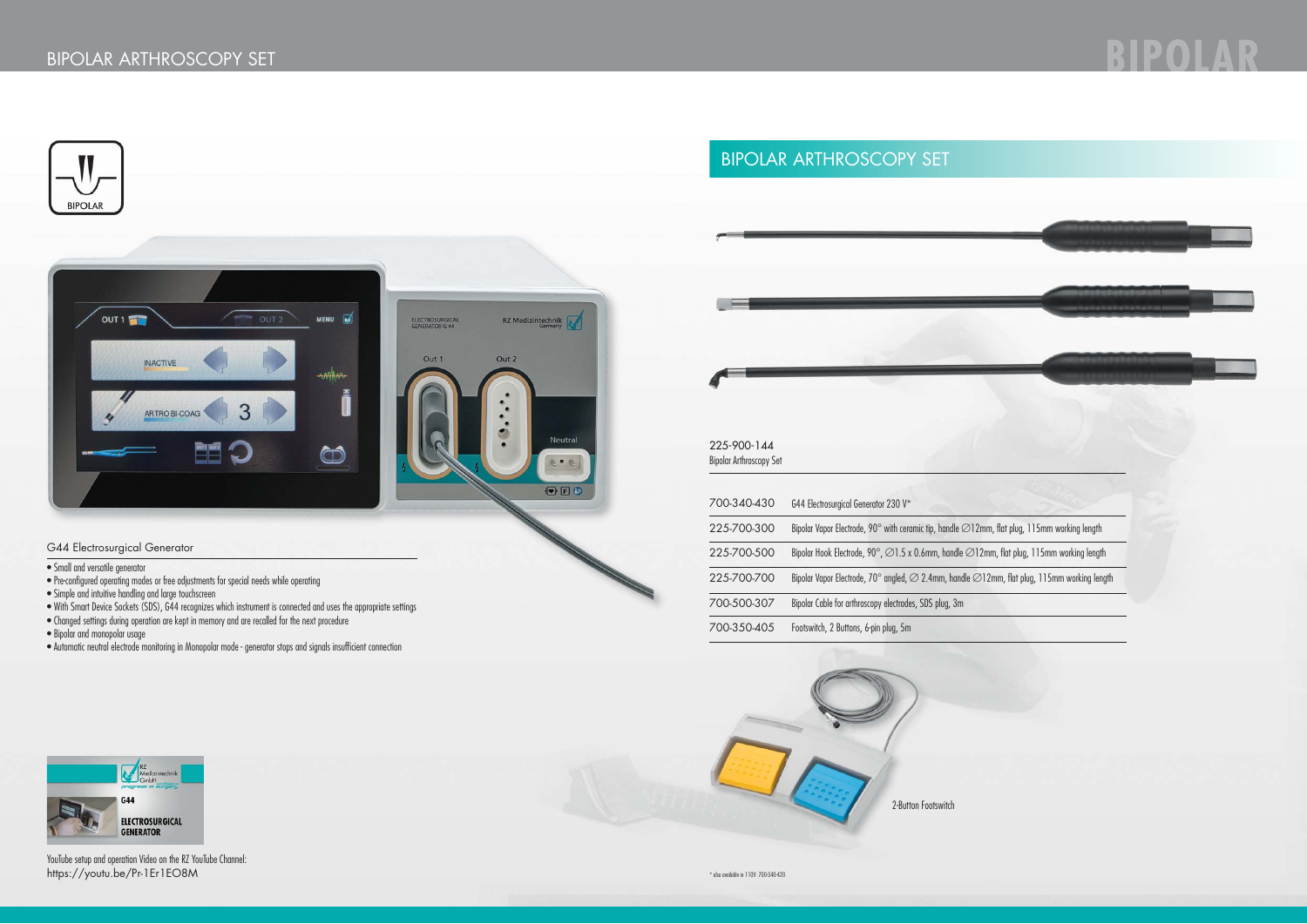# BIPOLAR ARTHROSCOPY SET

BIPOLAR

## G44 Electrosurgical Generator

- Small and versatile generator
- Pre-configured operating modes or free adjustments for special needs while operating
- Simple and intuitive handling and large touchscreen
- With Smart Device Sockets (SDS), G44 recognizes which instrument is connected and uses the appropriate settings
- Changed settings during operation are kept in memory and are recalled for the next procedure
- Bipolar and monopolar usage
- Automatic neutral electrode monitoring in Monopolar mode - generator stops and signals insufficient connection

YouTube setup and operation Video on the RZ YouTube Channel:
https://youtu.be/Pr-1Er1EO8M

## BIPOLAR ARTHROSCOPY SET

225-900-144
Bipolar Arthroscopy Set

| | |
|---|---|
| 700-340-430 | G44 Electrosurgical Generator 230 V* |
| 225-700-300 | Bipolar Vapor Electrode, 90° with ceramic tip, handle ∅12mm, flat plug, 115mm working length |
| 225-700-500 | Bipolar Hook Electrode, 90°, ∅1.5 x 0.6mm, handle ∅12mm, flat plug, 115mm working length |
| 225-700-700 | Bipolar Vapor Electrode, 70° angled, ∅ 2.4mm, handle ∅12mm, flat plug, 115mm working length |
| 700-500-307 | Bipolar Cable for arthroscopy electrodes, SDS plug, 3m |
| 700-350-405 | Footswitch, 2 Buttons, 6-pin plug, 5m |

2-Button Footswitch

\* also available in 110V: 700-340-420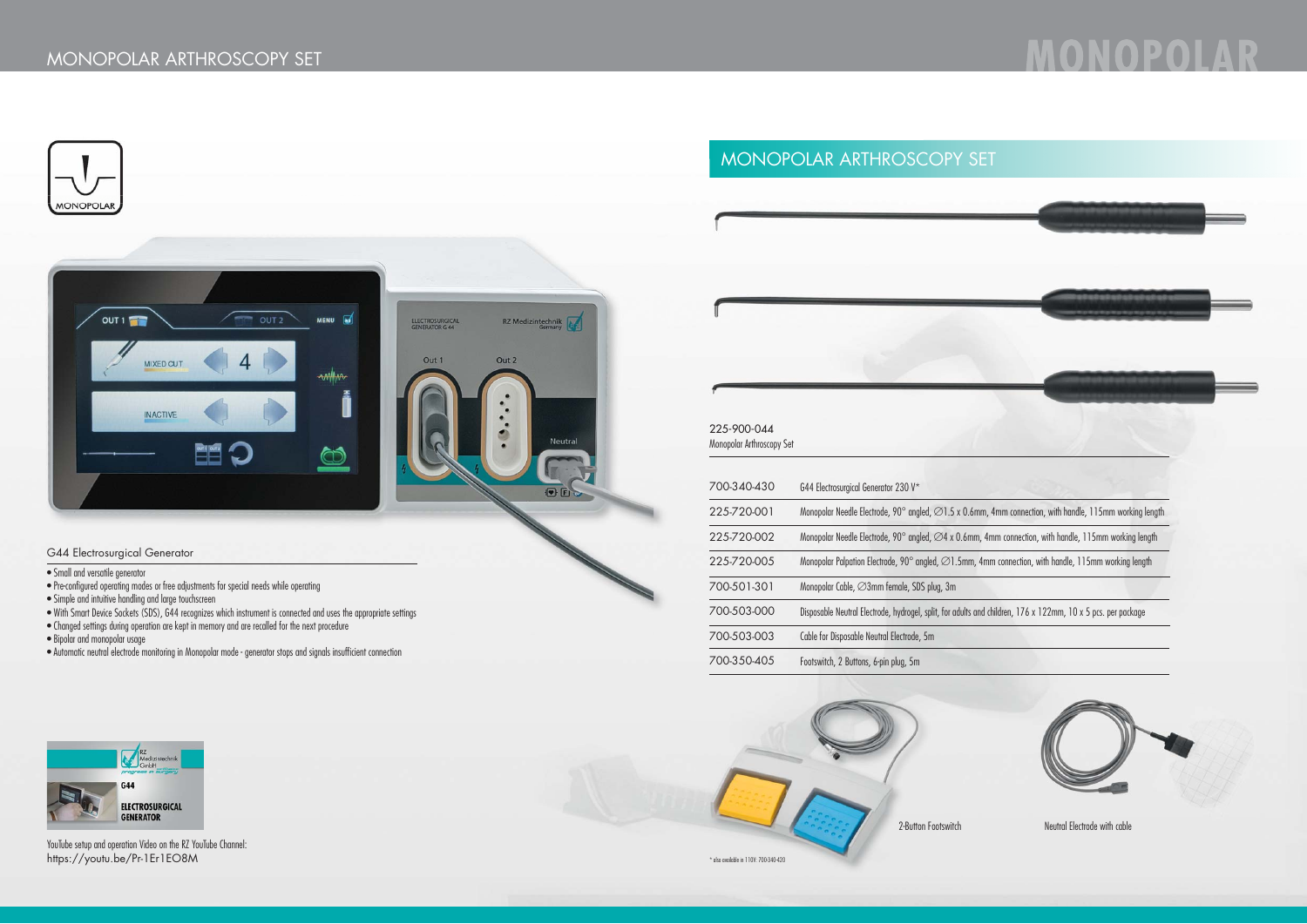# MONOPOLAR ARTHROSCOPY SET

MONOPOLAR

## G44 Electrosurgical Generator

- Small and versatile generator
- Pre-configured operating modes or free adjustments for special needs while operating
- Simple and intuitive handling and large touchscreen
- With Smart Device Sockets (SDS), G44 recognizes which instrument is connected and uses the appropriate settings
- Changed settings during operation are kept in memory and are recalled for the next procedure
- Bipolar and monopolar usage
- Automatic neutral electrode monitoring in Monopolar mode - generator stops and signals insufficient connection

YouTube setup and operation Video on the RZ YouTube Channel:
https://youtu.be/Pr-1Er1EO8M

## MONOPOLAR ARTHROSCOPY SET

225-900-044
Monopolar Arthroscopy Set

| | |
|---|---|
| 700-340-430 | G44 Electrosurgical Generator 230 V* |
| 225-720-001 | Monopolar Needle Electrode, 90° angled, ∅1.5 x 0.6mm, 4mm connection, with handle, 115mm working length |
| 225-720-002 | Monopolar Needle Electrode, 90° angled, ∅4 x 0.6mm, 4mm connection, with handle, 115mm working length |
| 225-720-005 | Monopolar Palpation Electrode, 90° angled, ∅1.5mm, 4mm connection, with handle, 115mm working length |
| 700-501-301 | Monopolar Cable, ∅3mm female, SDS plug, 3m |
| 700-503-000 | Disposable Neutral Electrode, hydrogel, split, for adults and children, 176 x 122mm, 10 x 5 pcs. per package |
| 700-503-003 | Cable for Disposable Neutral Electrode, 5m |
| 700-350-405 | Footswitch, 2 Buttons, 6-pin plug, 5m |

2-Button Footswitch

Neutral Electrode with cable

\* also available in 110V: 700-340-420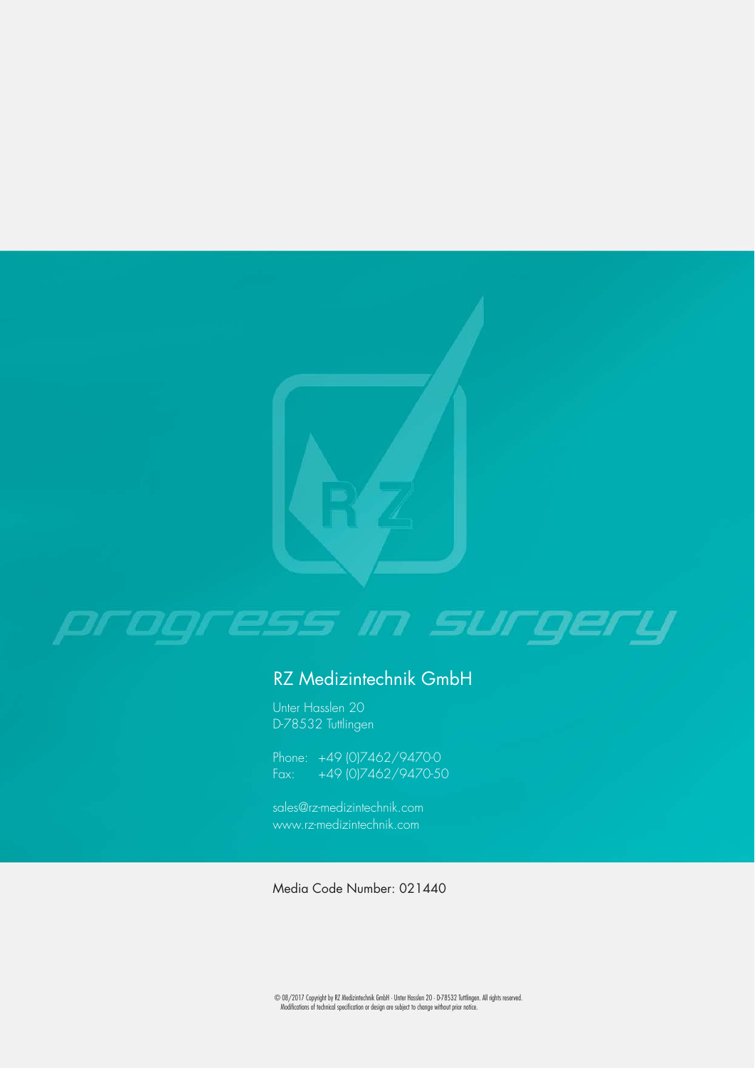progress in surgery

## RZ Medizintechnik GmbH

Unter Hasslen 20
D-78532 Tuttlingen

Phone: +49 (0)7462/9470-0
Fax: +49 (0)7462/9470-50

sales@rz-medizintechnik.com
www.rz-medizintechnik.com

Media Code Number: 021440

© 08/2017 Copyright by RZ Medizintechnik GmbH · Unter Hasslen 20 · D-78532 Tuttlingen. All rights reserved.
Modifications of technical specification or design are subject to change without prior notice.